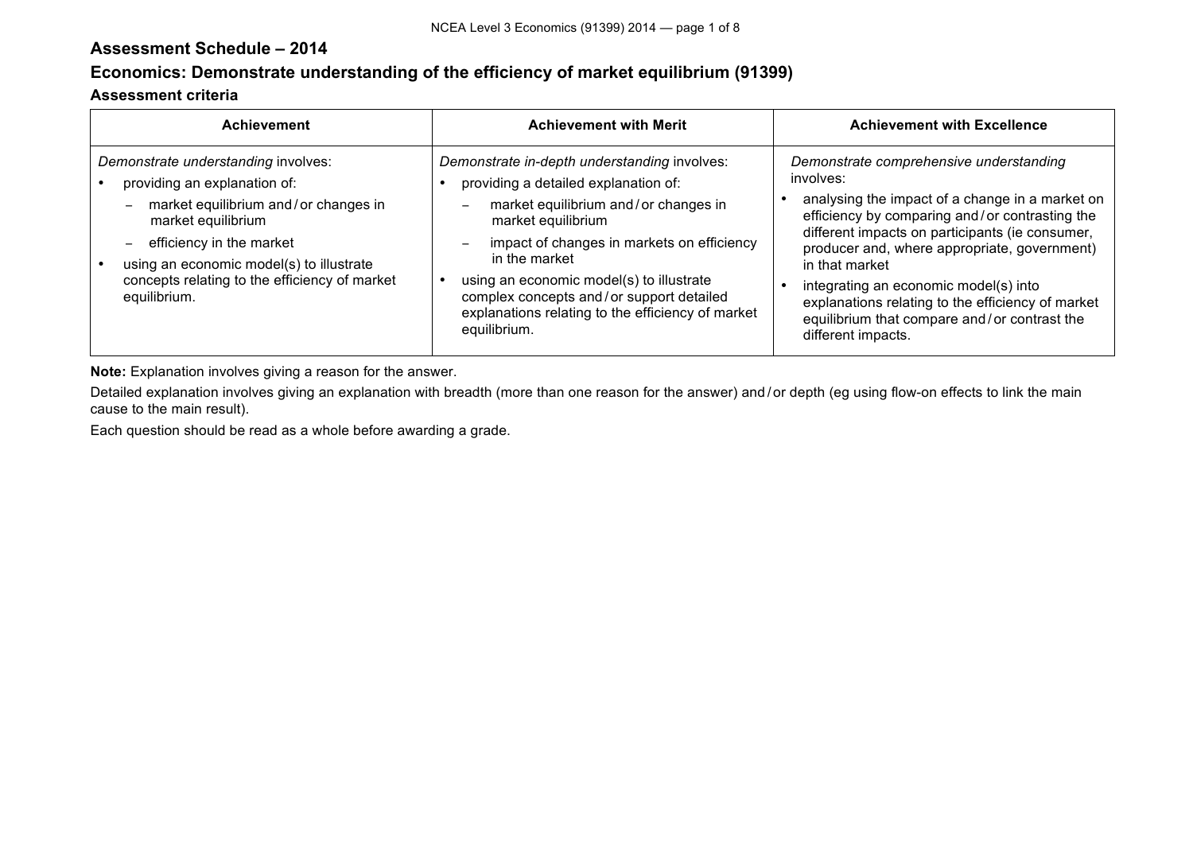# Assessment Schedule – 2014

## Economics: Demonstrate understanding of the efficiency of market equilibrium (91399)

### Assessment criteria

| Achievement | Achievement with Merit | Achievement with Excellence |
|---|---|---|
| *Demonstrate understanding* involves:<br>• providing an explanation of:<br>&nbsp;&nbsp;– market equilibrium and / or changes in market equilibrium<br>&nbsp;&nbsp;– efficiency in the market<br>• using an economic model(s) to illustrate concepts relating to the efficiency of market equilibrium. | *Demonstrate in-depth understanding* involves:<br>• providing a detailed explanation of:<br>&nbsp;&nbsp;– market equilibrium and / or changes in market equilibrium<br>&nbsp;&nbsp;– impact of changes in markets on efficiency in the market<br>• using an economic model(s) to illustrate complex concepts and / or support detailed explanations relating to the efficiency of market equilibrium. | *Demonstrate comprehensive understanding* involves:<br>• analysing the impact of a change in a market on efficiency by comparing and / or contrasting the different impacts on participants (ie consumer, producer and, where appropriate, government) in that market<br>• integrating an economic model(s) into explanations relating to the efficiency of market equilibrium that compare and / or contrast the different impacts. |

**Note:** Explanation involves giving a reason for the answer.

Detailed explanation involves giving an explanation with breadth (more than one reason for the answer) and / or depth (eg using flow-on effects to link the main cause to the main result).

Each question should be read as a whole before awarding a grade.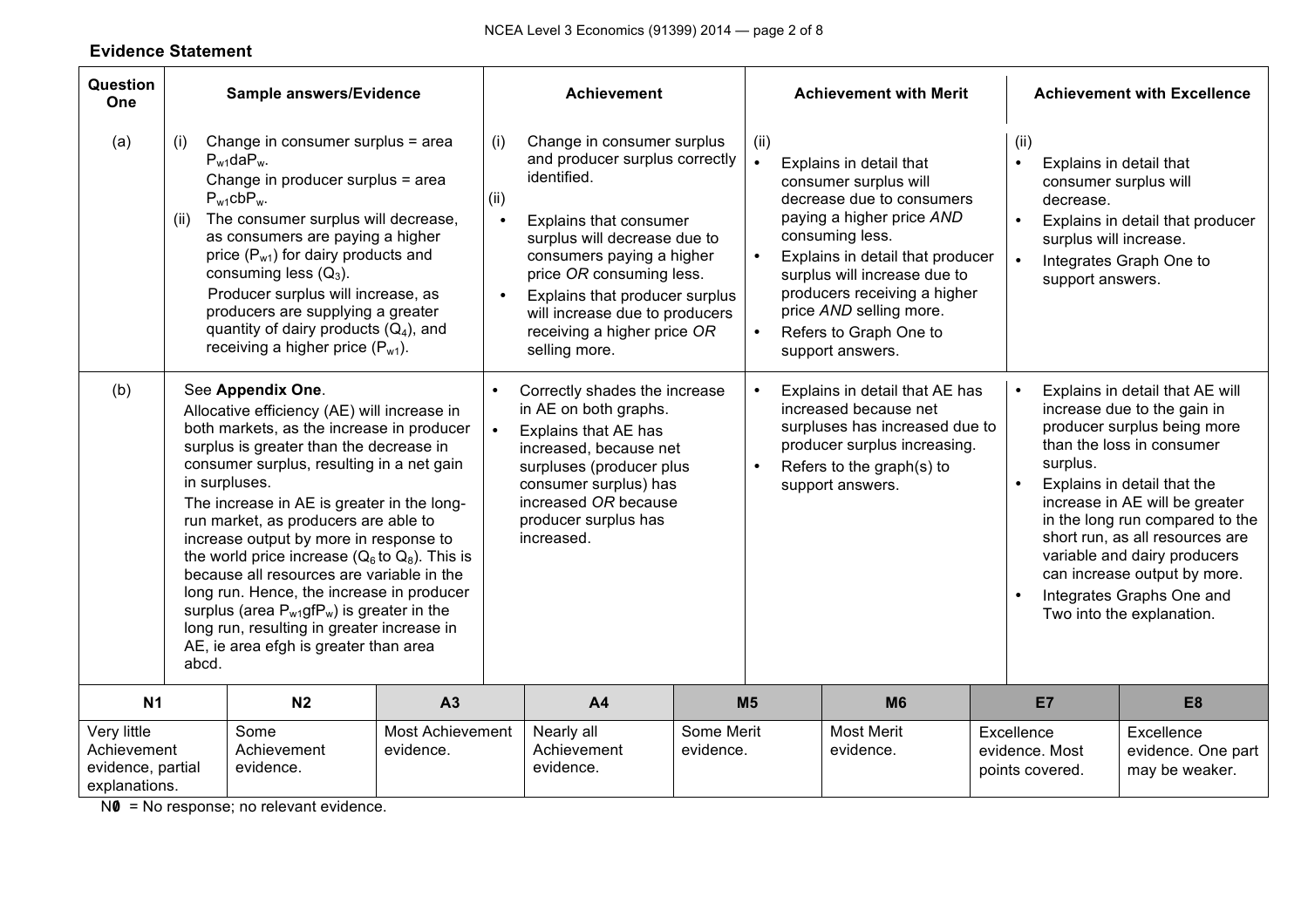**Evidence Statement**

| Question One | Sample answers/Evidence | Achievement | Achievement with Merit | Achievement with Excellence |
|---|---|---|---|---|
| (a) | (i) Change in consumer surplus = area $P_{w1}daP_w$. Change in producer surplus = area $P_{w1}cbP_w$.<br>(ii) The consumer surplus will decrease, as consumers are paying a higher price ($P_{w1}$) for dairy products and consuming less ($Q_3$). Producer surplus will increase, as producers are supplying a greater quantity of dairy products ($Q_4$), and receiving a higher price ($P_{w1}$). | (i) Change in consumer surplus and producer surplus correctly identified.<br>(ii)<br>• Explains that consumer surplus will decrease due to consumers paying a higher price *OR* consuming less.<br>• Explains that producer surplus will increase due to producers receiving a higher price *OR* selling more. | (ii)<br>• Explains in detail that consumer surplus will decrease due to consumers paying a higher price *AND* consuming less.<br>• Explains in detail that producer surplus will increase due to producers receiving a higher price *AND* selling more.<br>• Refers to Graph One to support answers. | (ii)<br>• Explains in detail that consumer surplus will decrease.<br>• Explains in detail that producer surplus will increase.<br>• Integrates Graph One to support answers. |
| (b) | See **Appendix One**.<br>Allocative efficiency (AE) will increase in both markets, as the increase in producer surplus is greater than the decrease in consumer surplus, resulting in a net gain in surpluses.<br>The increase in AE is greater in the long-run market, as producers are able to increase output by more in response to the world price increase ($Q_6$ to $Q_8$). This is because all resources are variable in the long run. Hence, the increase in producer surplus (area $P_{w1}gfP_w$) is greater in the long run, resulting in greater increase in AE, ie area efgh is greater than area abcd. | • Correctly shades the increase in AE on both graphs.<br>• Explains that AE has increased, because net surpluses (producer plus consumer surplus) has increased *OR* because producer surplus has increased. | • Explains in detail that AE has increased because net surpluses has increased due to producer surplus increasing.<br>• Refers to the graph(s) to support answers. | • Explains in detail that AE will increase due to the gain in producer surplus being more than the loss in consumer surplus.<br>• Explains in detail that the increase in AE will be greater in the long run compared to the short run, as all resources are variable and dairy producers can increase output by more.<br>• Integrates Graphs One and Two into the explanation. |

| N1 | N2 | A3 | A4 | M5 | M6 | E7 | E8 |
|---|---|---|---|---|---|---|---|
| Very little Achievement evidence, partial explanations. | Some Achievement evidence. | Most Achievement evidence. | Nearly all Achievement evidence. | Some Merit evidence. | Most Merit evidence. | Excellence evidence. Most points covered. | Excellence evidence. One part may be weaker. |

N0 = No response; no relevant evidence.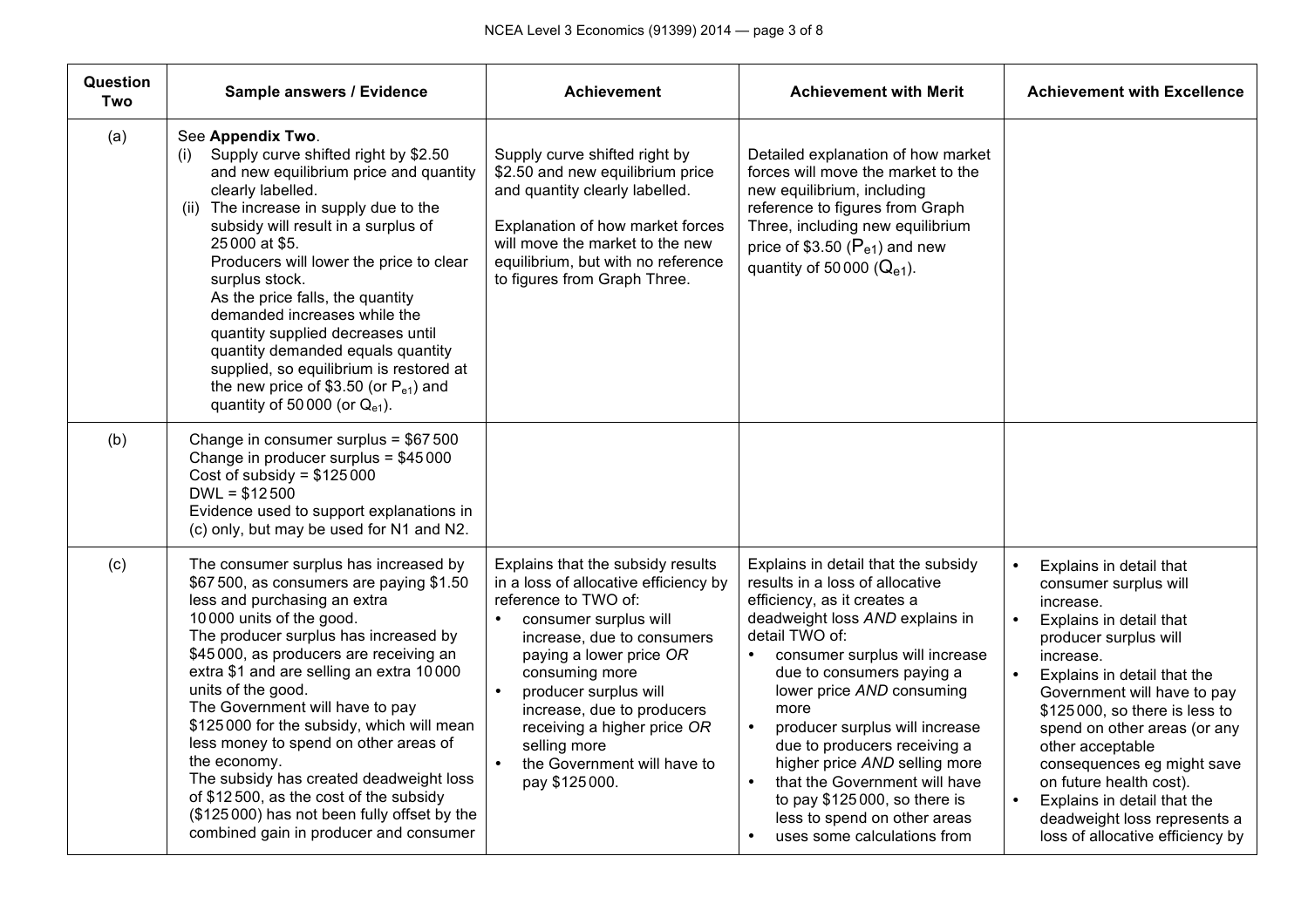| Question Two | Sample answers / Evidence | Achievement | Achievement with Merit | Achievement with Excellence |
|---|---|---|---|---|
| (a) | See **Appendix Two**.<br>(i) Supply curve shifted right by $2.50 and new equilibrium price and quantity clearly labelled.<br>(ii) The increase in supply due to the subsidy will result in a surplus of 25 000 at $5.<br>Producers will lower the price to clear surplus stock.<br>As the price falls, the quantity demanded increases while the quantity supplied decreases until quantity demanded equals quantity supplied, so equilibrium is restored at the new price of $3.50 (or $P_{e1}$) and quantity of 50 000 (or $Q_{e1}$). | Supply curve shifted right by $2.50 and new equilibrium price and quantity clearly labelled.<br><br>Explanation of how market forces will move the market to the new equilibrium, but with no reference to figures from Graph Three. | Detailed explanation of how market forces will move the market to the new equilibrium, including reference to figures from Graph Three, including new equilibrium price of $3.50 ($P_{e1}$) and new quantity of 50 000 ($Q_{e1}$). | |
| (b) | Change in consumer surplus = $67 500<br>Change in producer surplus = $45 000<br>Cost of subsidy = $125 000<br>DWL = $12 500<br>Evidence used to support explanations in (c) only, but may be used for N1 and N2. | | | |
| (c) | The consumer surplus has increased by $67 500, as consumers are paying $1.50 less and purchasing an extra 10 000 units of the good.<br>The producer surplus has increased by $45 000, as producers are receiving an extra $1 and are selling an extra 10 000 units of the good.<br>The Government will have to pay $125 000 for the subsidy, which will mean less money to spend on other areas of the economy.<br>The subsidy has created deadweight loss of $12 500, as the cost of the subsidy ($125 000) has not been fully offset by the combined gain in producer and consumer | Explains that the subsidy results in a loss of allocative efficiency by reference to TWO of:<br>• consumer surplus will increase, due to consumers paying a lower price *OR* consuming more<br>• producer surplus will increase, due to producers receiving a higher price *OR* selling more<br>• the Government will have to pay $125 000. | Explains in detail that the subsidy results in a loss of allocative efficiency, as it creates a deadweight loss *AND* explains in detail TWO of:<br>• consumer surplus will increase due to consumers paying a lower price *AND* consuming more<br>• producer surplus will increase due to producers receiving a higher price *AND* selling more<br>• that the Government will have to pay $125 000, so there is less to spend on other areas<br>• uses some calculations from | • Explains in detail that consumer surplus will increase.<br>• Explains in detail that producer surplus will increase.<br>• Explains in detail that the Government will have to pay $125 000, so there is less to spend on other areas (or any other acceptable consequences eg might save on future health cost).<br>• Explains in detail that the deadweight loss represents a loss of allocative efficiency by |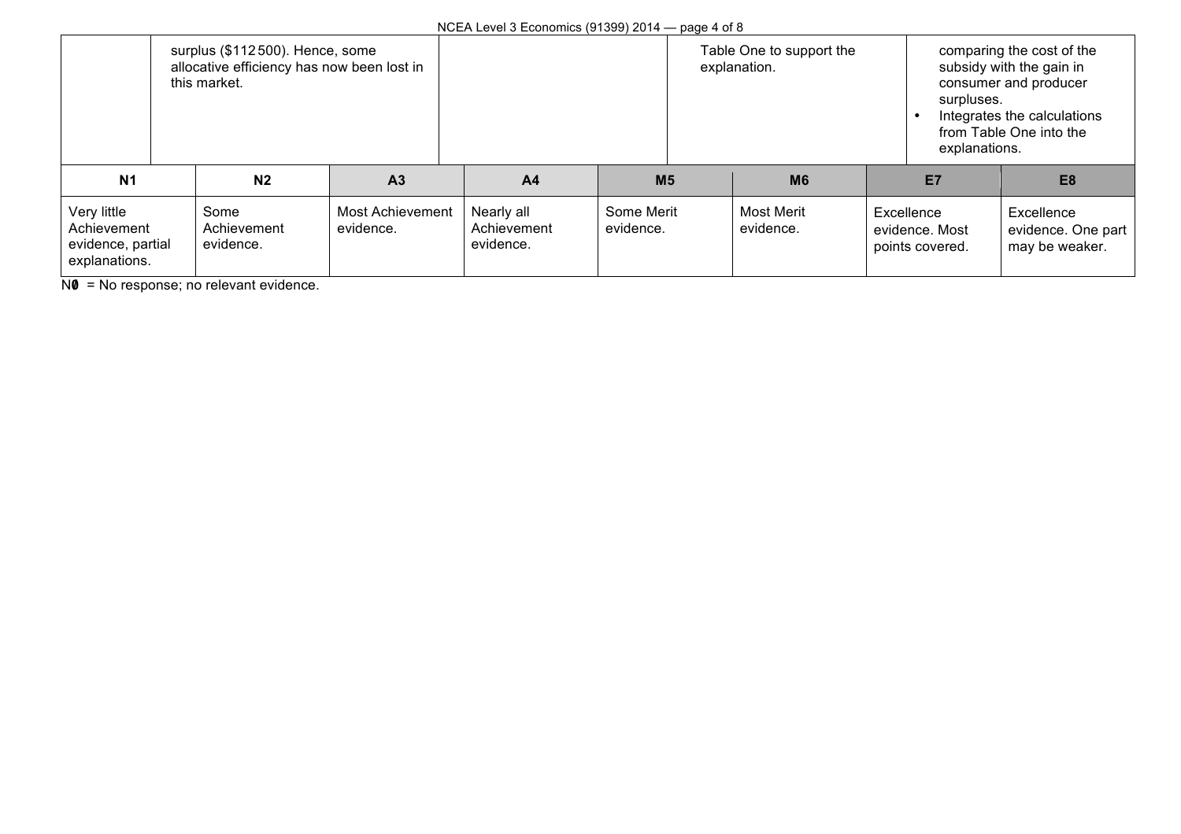| | | | | |
|---|---|---|---|---|
| | surplus ($112 500). Hence, some allocative efficiency has now been lost in this market. | | Table One to support the explanation. | comparing the cost of the subsidy with the gain in consumer and producer surpluses.<br>• Integrates the calculations from Table One into the explanations. |

| N1 | N2 | A3 | A4 | M5 | M6 | E7 | E8 |
|---|---|---|---|---|---|---|---|
| Very little Achievement evidence, partial explanations. | Some Achievement evidence. | Most Achievement evidence. | Nearly all Achievement evidence. | Some Merit evidence. | Most Merit evidence. | Excellence evidence. Most points covered. | Excellence evidence. One part may be weaker. |

N0 = No response; no relevant evidence.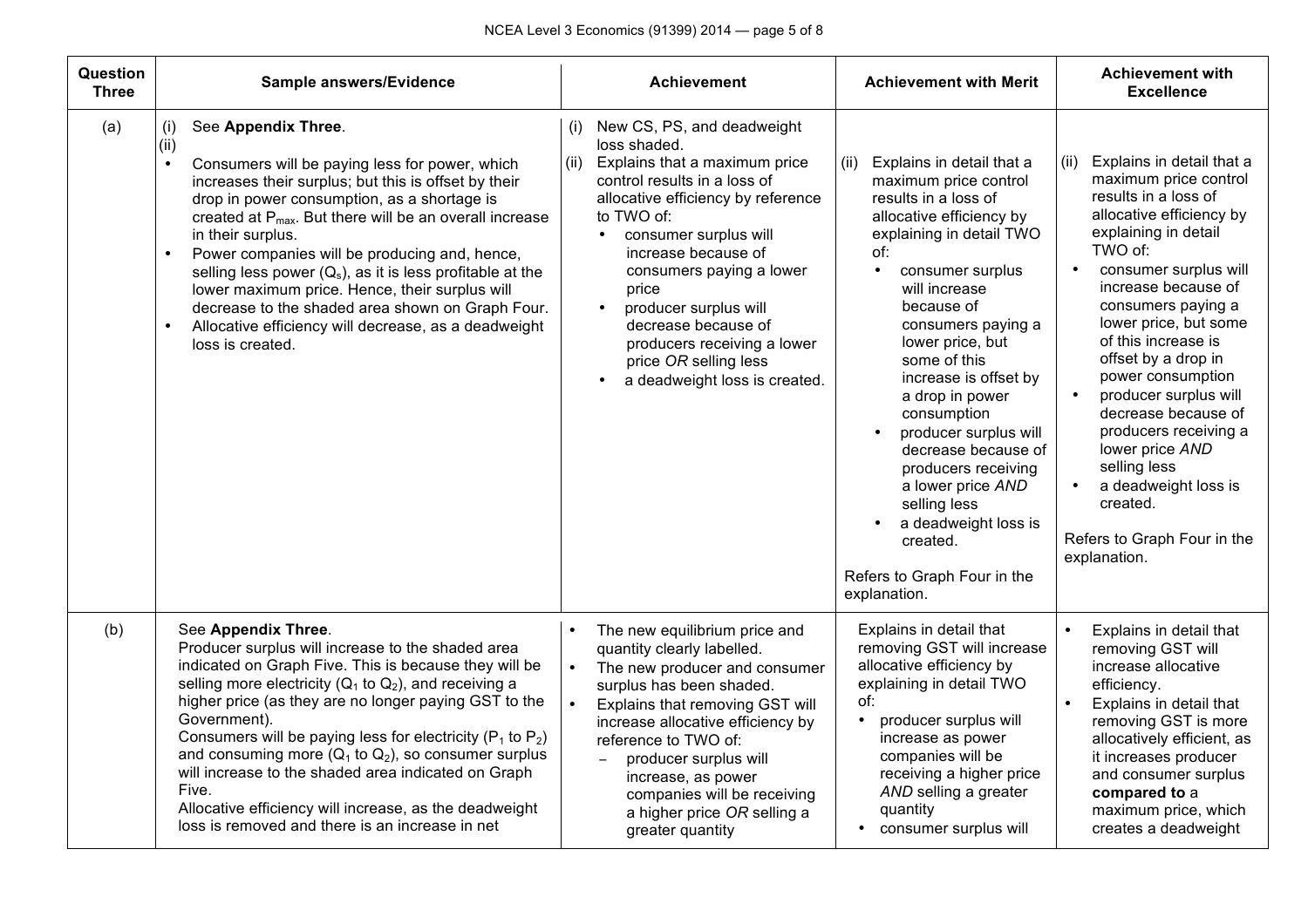| Question Three | Sample answers/Evidence | Achievement | Achievement with Merit | Achievement with Excellence |
|---|---|---|---|---|
| (a) | (i) See **Appendix Three**.<br>(ii)<br>• Consumers will be paying less for power, which increases their surplus; but this is offset by their drop in power consumption, as a shortage is created at $P_{max}$. But there will be an overall increase in their surplus.<br>• Power companies will be producing and, hence, selling less power ($Q_s$), as it is less profitable at the lower maximum price. Hence, their surplus will decrease to the shaded area shown on Graph Four.<br>• Allocative efficiency will decrease, as a deadweight loss is created. | (i) New CS, PS, and deadweight loss shaded.<br>(ii) Explains that a maximum price control results in a loss of allocative efficiency by reference to TWO of:<br>• consumer surplus will increase because of consumers paying a lower price<br>• producer surplus will decrease because of producers receiving a lower price *OR* selling less<br>• a deadweight loss is created. | (ii) Explains in detail that a maximum price control results in a loss of allocative efficiency by explaining in detail TWO of:<br>• consumer surplus will increase because of consumers paying a lower price, but some of this increase is offset by a drop in power consumption<br>• producer surplus will decrease because of producers receiving a lower price *AND* selling less<br>• a deadweight loss is created.<br><br>Refers to Graph Four in the explanation. | (ii) Explains in detail that a maximum price control results in a loss of allocative efficiency by explaining in detail TWO of:<br>• consumer surplus will increase because of consumers paying a lower price, but some of this increase is offset by a drop in power consumption<br>• producer surplus will decrease because of producers receiving a lower price *AND* selling less<br>• a deadweight loss is created.<br><br>Refers to Graph Four in the explanation. |
| (b) | See **Appendix Three**.<br>Producer surplus will increase to the shaded area indicated on Graph Five. This is because they will be selling more electricity ($Q_1$ to $Q_2$), and receiving a higher price (as they are no longer paying GST to the Government).<br>Consumers will be paying less for electricity ($P_1$ to $P_2$) and consuming more ($Q_1$ to $Q_2$), so consumer surplus will increase to the shaded area indicated on Graph Five.<br>Allocative efficiency will increase, as the deadweight loss is removed and there is an increase in net | • The new equilibrium price and quantity clearly labelled.<br>• The new producer and consumer surplus has been shaded.<br>• Explains that removing GST will increase allocative efficiency by reference to TWO of:<br>– producer surplus will increase, as power companies will be receiving a higher price *OR* selling a greater quantity | Explains in detail that removing GST will increase allocative efficiency by explaining in detail TWO of:<br>• producer surplus will increase as power companies will be receiving a higher price *AND* selling a greater quantity<br>• consumer surplus will | • Explains in detail that removing GST will increase allocative efficiency.<br>• Explains in detail that removing GST is more allocatively efficient, as it increases producer and consumer surplus **compared to** a maximum price, which creates a deadweight |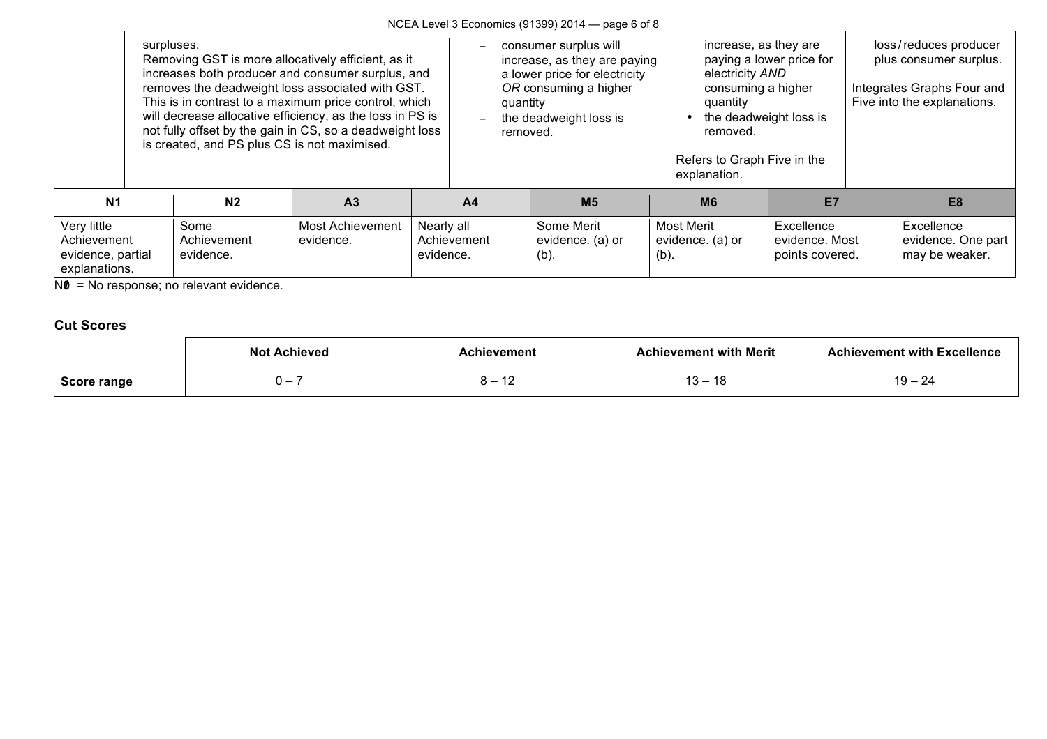| | Evidence | Achievement | Merit | Excellence |
|---|---|---|---|---|
| | surpluses.<br>Removing GST is more allocatively efficient, as it increases both producer and consumer surplus, and removes the deadweight loss associated with GST. This is in contrast to a maximum price control, which will decrease allocative efficiency, as the loss in PS is not fully offset by the gain in CS, so a deadweight loss is created, and PS plus CS is not maximised. | – consumer surplus will increase, as they are paying a lower price for electricity *OR* consuming a higher quantity<br>– the deadweight loss is removed. | increase, as they are paying a lower price for electricity *AND* consuming a higher quantity<br>• the deadweight loss is removed.<br><br>Refers to Graph Five in the explanation. | loss / reduces producer plus consumer surplus.<br><br>Integrates Graphs Four and Five into the explanations. |

| N1 | N2 | A3 | A4 | M5 | M6 | E7 | E8 |
|---|---|---|---|---|---|---|---|
| Very little Achievement evidence, partial explanations. | Some Achievement evidence. | Most Achievement evidence. | Nearly all Achievement evidence. | Some Merit evidence. (a) or (b). | Most Merit evidence. (a) or (b). | Excellence evidence. Most points covered. | Excellence evidence. One part may be weaker. |

N0 = No response; no relevant evidence.

**Cut Scores**

| | Not Achieved | Achievement | Achievement with Merit | Achievement with Excellence |
|---|---|---|---|---|
| **Score range** | 0 – 7 | 8 – 12 | 13 – 18 | 19 – 24 |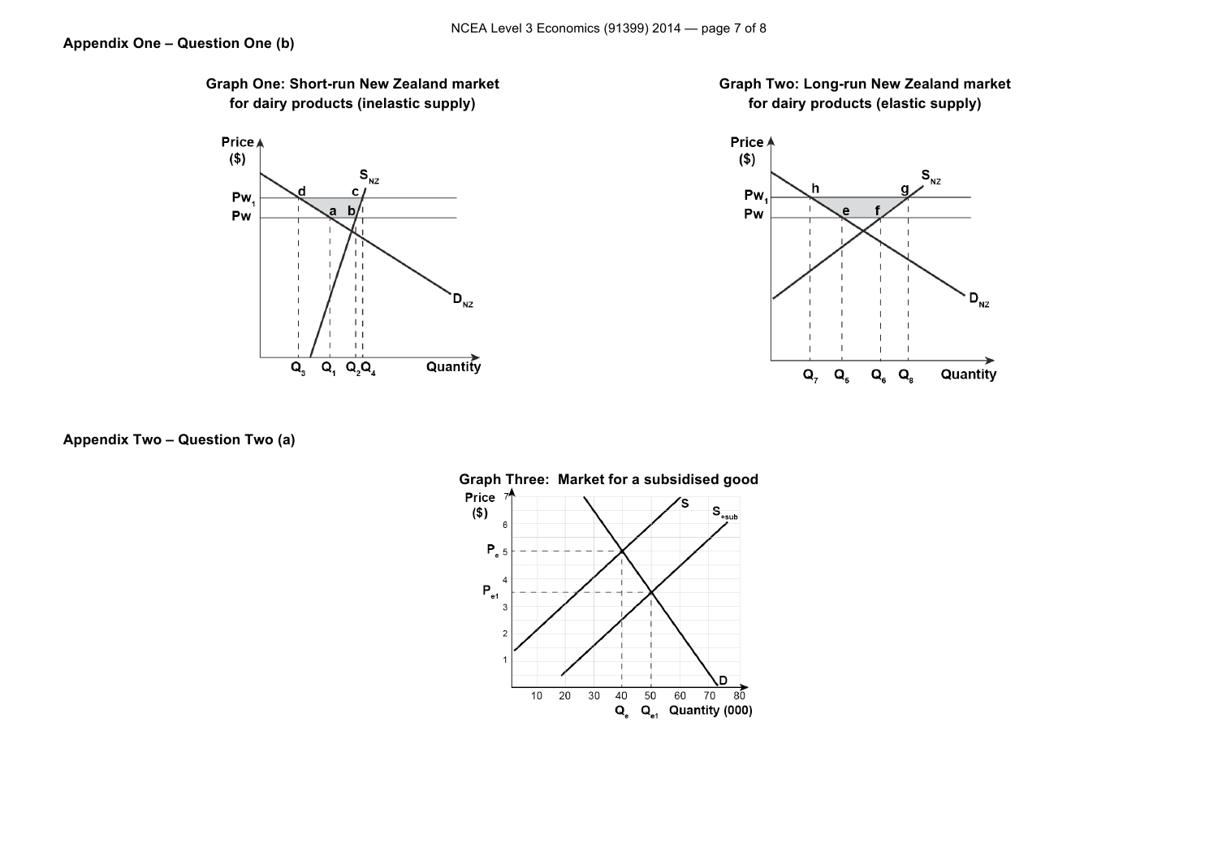## Appendix One – Question One (b)

**Graph One: Short-run New Zealand market for dairy products (inelastic supply)**

**Graph Two: Long-run New Zealand market for dairy products (elastic supply)**

## Appendix Two – Question Two (a)

**Graph Three: Market for a subsidised good**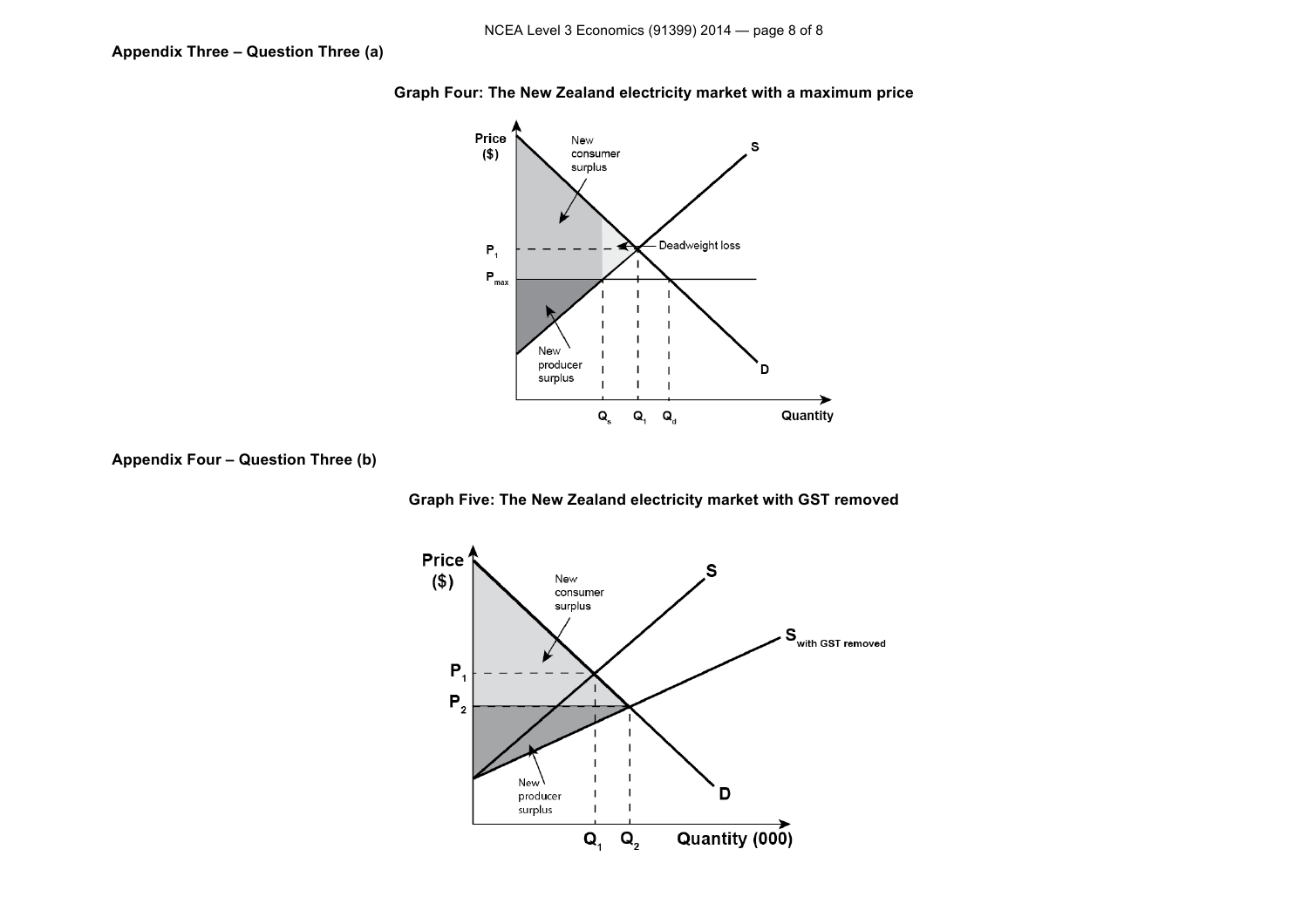**Appendix Three – Question Three (a)**

**Graph Four: The New Zealand electricity market with a maximum price**

Price ($)

New consumer surplus

S

$P_1$

Deadweight loss

$P_{max}$

New producer surplus

D

$Q_s$ $Q_1$ $Q_d$

Quantity

**Appendix Four – Question Three (b)**

**Graph Five: The New Zealand electricity market with GST removed**

Price ($)

New consumer surplus

S

$S_{\text{with GST removed}}$

$P_1$

$P_2$

New producer surplus

D

$Q_1$ $Q_2$

Quantity (000)